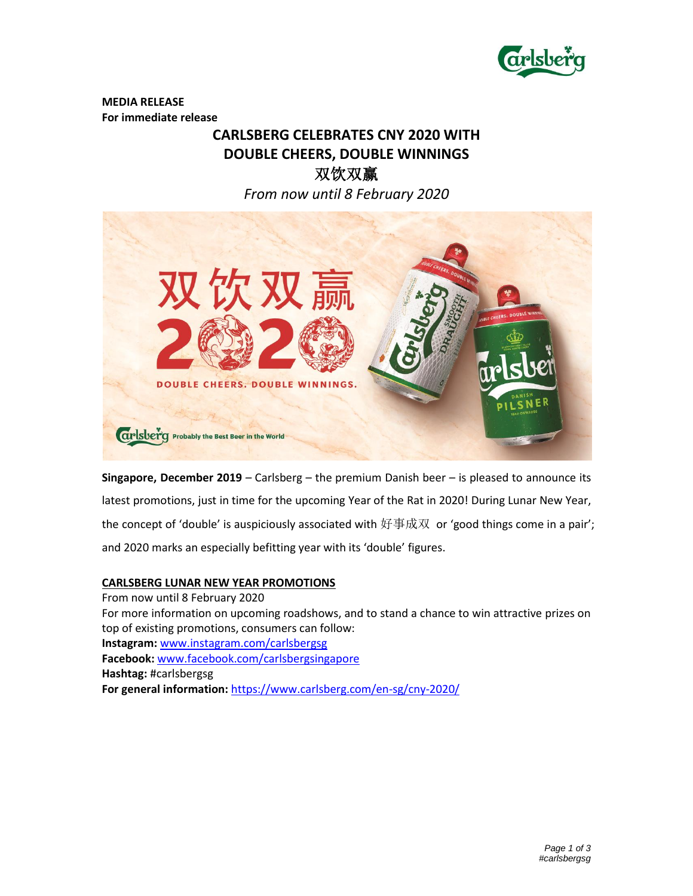**MEDIA RELEASE**
**For immediate release**

# CARLSBERG CELEBRATES CNY 2020 WITH DOUBLE CHEERS, DOUBLE WINNINGS 双饮双赢

*From now until 8 February 2020*

**Singapore, December 2019** – Carlsberg – the premium Danish beer – is pleased to announce its latest promotions, just in time for the upcoming Year of the Rat in 2020! During Lunar New Year, the concept of 'double' is auspiciously associated with 好事成双 or 'good things come in a pair'; and 2020 marks an especially befitting year with its 'double' figures.

**<u>CARLSBERG LUNAR NEW YEAR PROMOTIONS</u>**

From now until 8 February 2020
For more information on upcoming roadshows, and to stand a chance to win attractive prizes on top of existing promotions, consumers can follow:
**Instagram:** www.instagram.com/carlsbergsg
**Facebook:** www.facebook.com/carlsbergsingapore
**Hashtag:** #carlsbergsg
**For general information:** https://www.carlsberg.com/en-sg/cny-2020/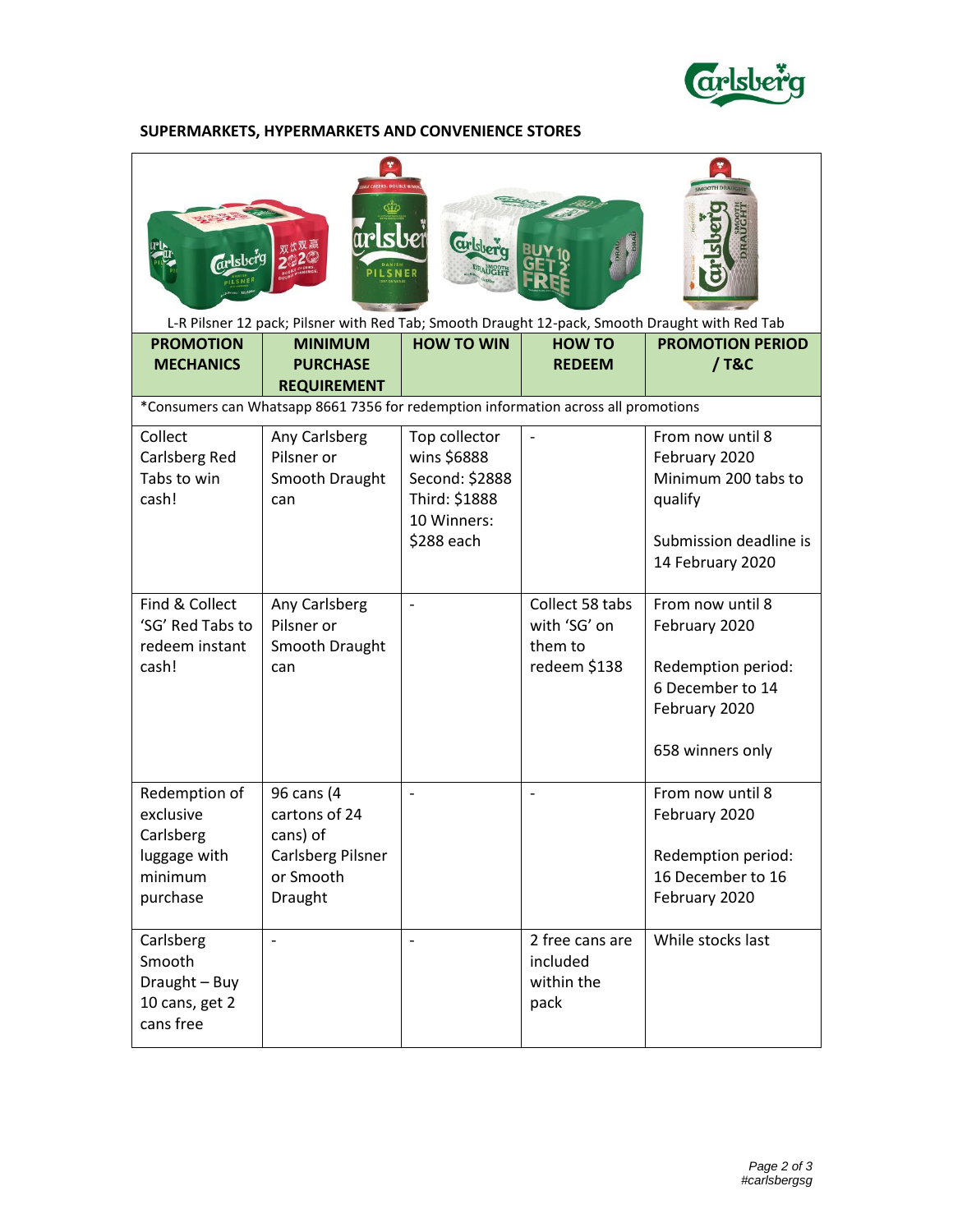## SUPERMARKETS, HYPERMARKETS AND CONVENIENCE STORES

L-R Pilsner 12 pack; Pilsner with Red Tab; Smooth Draught 12-pack, Smooth Draught with Red Tab

| PROMOTION MECHANICS | MINIMUM PURCHASE REQUIREMENT | HOW TO WIN | HOW TO REDEEM | PROMOTION PERIOD / T&C |
|---|---|---|---|---|
| *Consumers can Whatsapp 8661 7356 for redemption information across all promotions | | | | |
| Collect Carlsberg Red Tabs to win cash! | Any Carlsberg Pilsner or Smooth Draught can | Top collector wins $6888<br>Second: $2888<br>Third: $1888<br>10 Winners: $288 each | - | From now until 8 February 2020<br>Minimum 200 tabs to qualify<br><br>Submission deadline is 14 February 2020 |
| Find & Collect 'SG' Red Tabs to redeem instant cash! | Any Carlsberg Pilsner or Smooth Draught can | - | Collect 58 tabs with 'SG' on them to redeem $138 | From now until 8 February 2020<br><br>Redemption period: 6 December to 14 February 2020<br><br>658 winners only |
| Redemption of exclusive Carlsberg luggage with minimum purchase | 96 cans (4 cartons of 24 cans) of Carlsberg Pilsner or Smooth Draught | - | - | From now until 8 February 2020<br><br>Redemption period: 16 December to 16 February 2020 |
| Carlsberg Smooth Draught – Buy 10 cans, get 2 cans free | - | - | 2 free cans are included within the pack | While stocks last |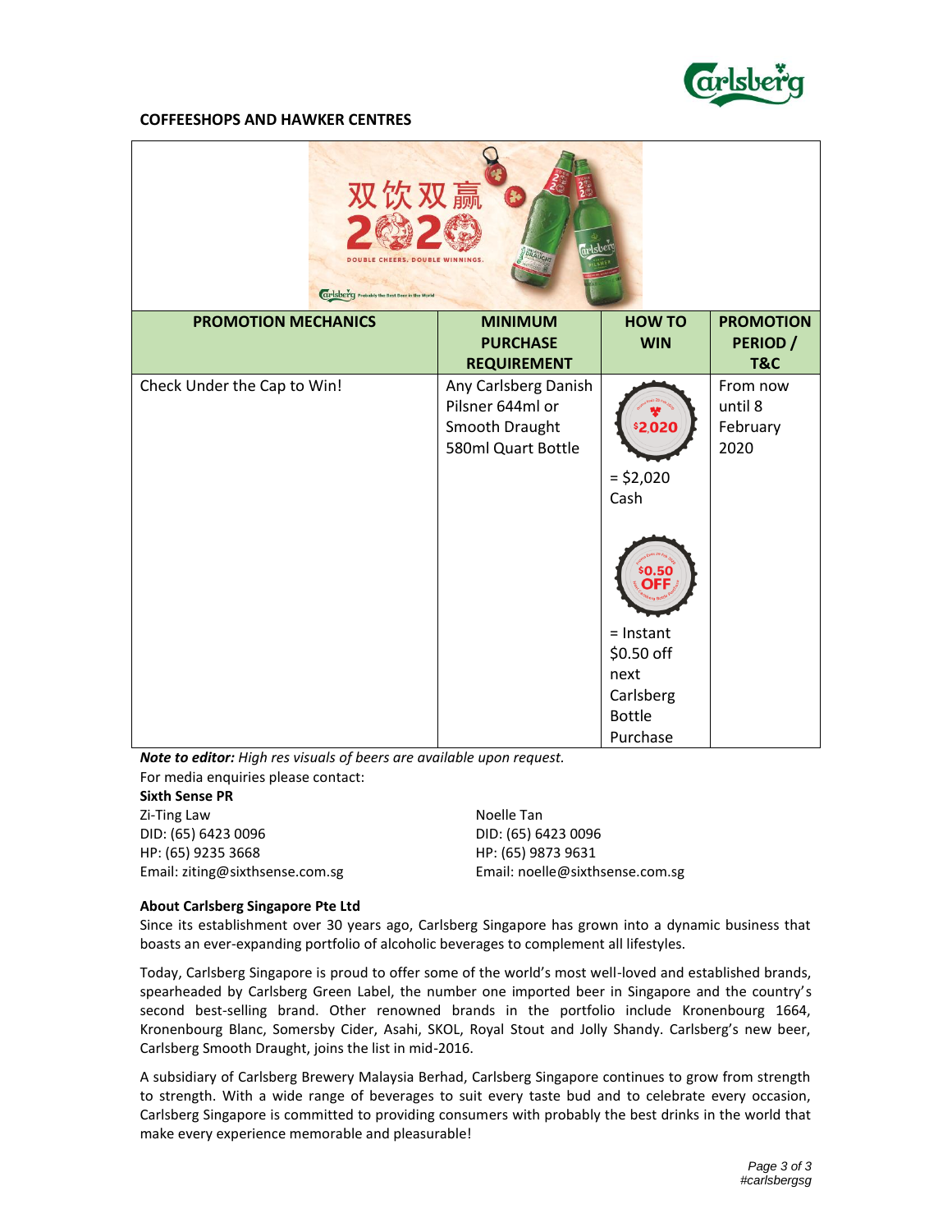**COFFEESHOPS AND HAWKER CENTRES**

| PROMOTION MECHANICS | MINIMUM PURCHASE REQUIREMENT | HOW TO WIN | PROMOTION PERIOD / T&C |
|---|---|---|---|
| Check Under the Cap to Win! | Any Carlsberg Danish Pilsner 644ml or Smooth Draught 580ml Quart Bottle | = $2,020 Cash<br><br>= Instant $0.50 off next Carlsberg Bottle Purchase | From now until 8 February 2020 |

***Note to editor:*** *High res visuals of beers are available upon request.*

For media enquiries please contact:

**Sixth Sense PR**

Zi-Ting Law
DID: (65) 6423 0096
HP: (65) 9235 3668
Email: ziting@sixthsense.com.sg

Noelle Tan
DID: (65) 6423 0096
HP: (65) 9873 9631
Email: noelle@sixthsense.com.sg

**About Carlsberg Singapore Pte Ltd**

Since its establishment over 30 years ago, Carlsberg Singapore has grown into a dynamic business that boasts an ever-expanding portfolio of alcoholic beverages to complement all lifestyles.

Today, Carlsberg Singapore is proud to offer some of the world's most well-loved and established brands, spearheaded by Carlsberg Green Label, the number one imported beer in Singapore and the country's second best-selling brand. Other renowned brands in the portfolio include Kronenbourg 1664, Kronenbourg Blanc, Somersby Cider, Asahi, SKOL, Royal Stout and Jolly Shandy. Carlsberg's new beer, Carlsberg Smooth Draught, joins the list in mid-2016.

A subsidiary of Carlsberg Brewery Malaysia Berhad, Carlsberg Singapore continues to grow from strength to strength. With a wide range of beverages to suit every taste bud and to celebrate every occasion, Carlsberg Singapore is committed to providing consumers with probably the best drinks in the world that make every experience memorable and pleasurable!

*#carlsbergsg*